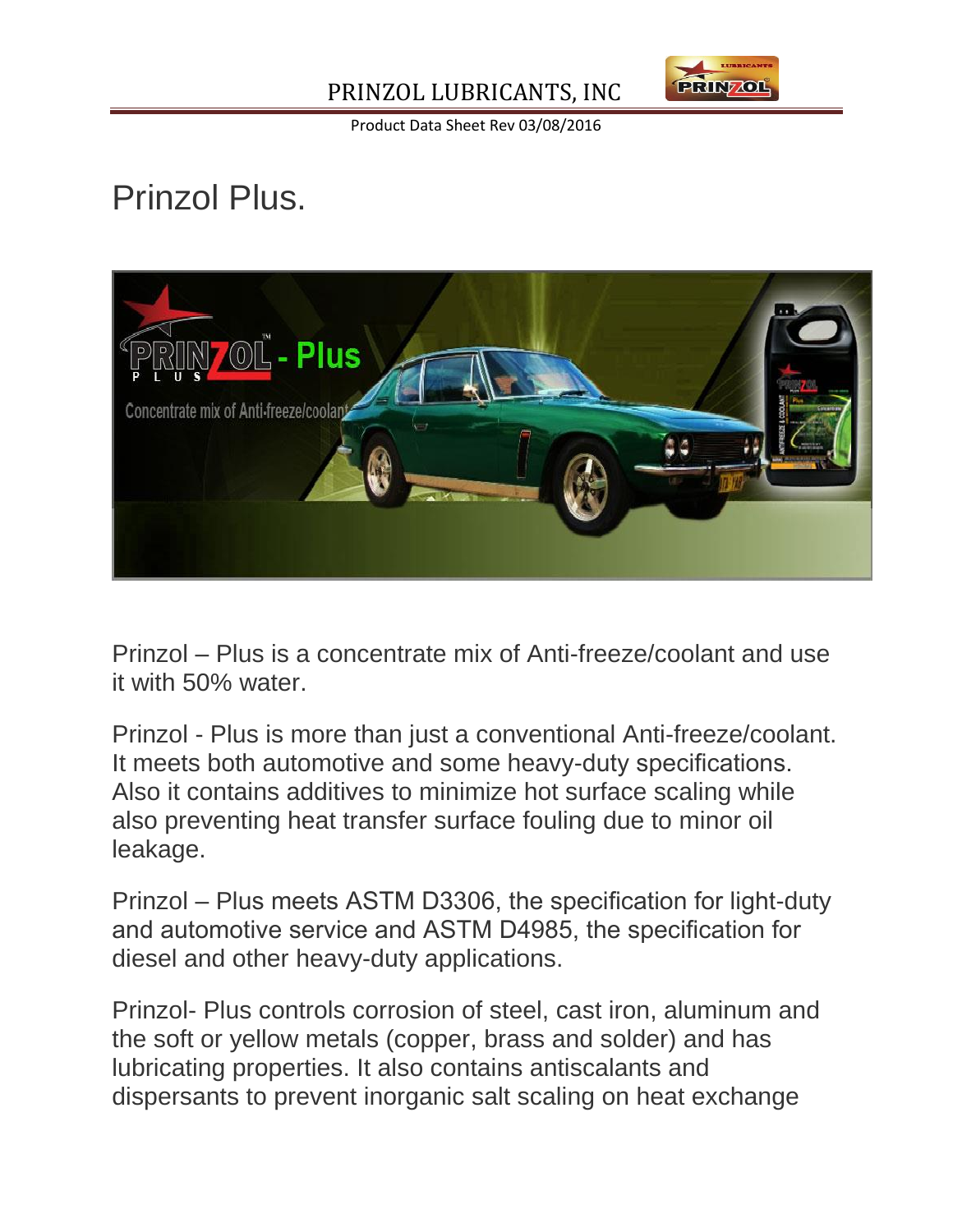# Prinzol Plus.

Prinzol – Plus is a concentrate mix of Anti-freeze/coolant and use it with 50% water.

Prinzol - Plus is more than just a conventional Anti-freeze/coolant. It meets both automotive and some heavy-duty specifications. Also it contains additives to minimize hot surface scaling while also preventing heat transfer surface fouling due to minor oil leakage.

Prinzol – Plus meets ASTM D3306, the specification for light-duty and automotive service and ASTM D4985, the specification for diesel and other heavy-duty applications.

Prinzol- Plus controls corrosion of steel, cast iron, aluminum and the soft or yellow metals (copper, brass and solder) and has lubricating properties. It also contains antiscalants and dispersants to prevent inorganic salt scaling on heat exchange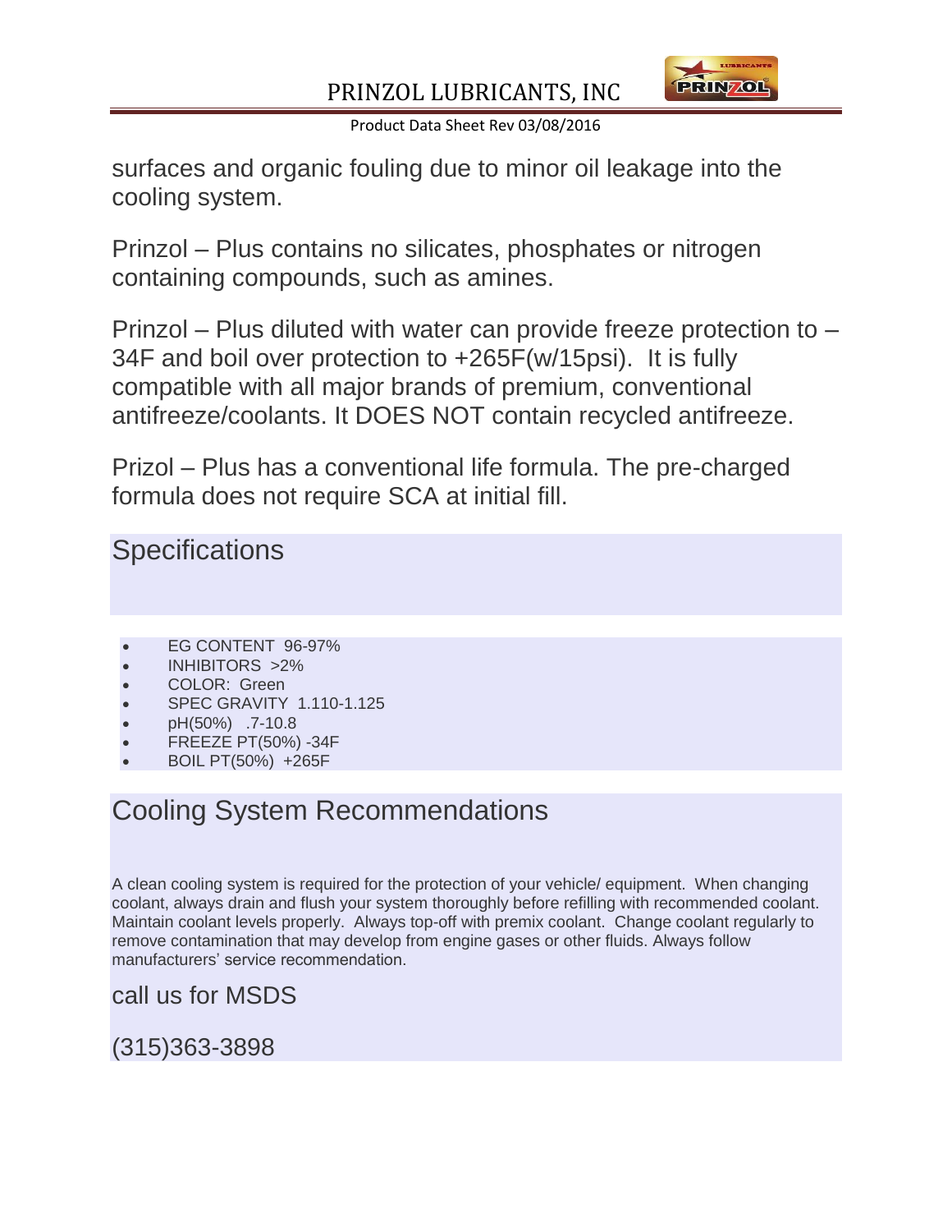surfaces and organic fouling due to minor oil leakage into the cooling system.

Prinzol – Plus contains no silicates, phosphates or nitrogen containing compounds, such as amines.

Prinzol – Plus diluted with water can provide freeze protection to –34F and boil over protection to +265F(w/15psi). It is fully compatible with all major brands of premium, conventional antifreeze/coolants. It DOES NOT contain recycled antifreeze.

Prizol – Plus has a conventional life formula. The pre-charged formula does not require SCA at initial fill.

## Specifications

- EG CONTENT 96-97%
- INHIBITORS >2%
- COLOR: Green
- SPEC GRAVITY 1.110-1.125
- pH(50%) .7-10.8
- FREEZE PT(50%) -34F
- BOIL PT(50%) +265F

## Cooling System Recommendations

A clean cooling system is required for the protection of your vehicle/ equipment. When changing coolant, always drain and flush your system thoroughly before refilling with recommended coolant. Maintain coolant levels properly. Always top-off with premix coolant. Change coolant regularly to remove contamination that may develop from engine gases or other fluids. Always follow manufacturers' service recommendation.

call us for MSDS

(315)363-3898